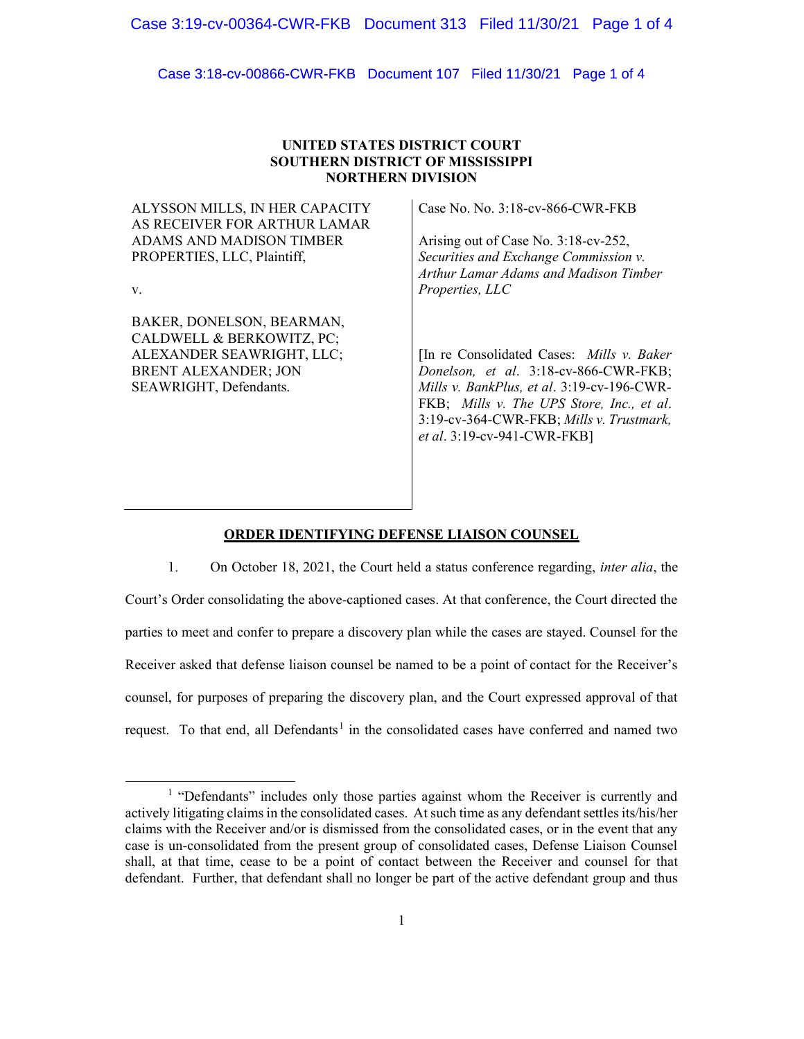**UNITED STATES DISTRICT COURT**
**SOUTHERN DISTRICT OF MISSISSIPPI**
**NORTHERN DIVISION**

| | |
|---|---|
| ALYSSON MILLS, IN HER CAPACITY AS RECEIVER FOR ARTHUR LAMAR ADAMS AND MADISON TIMBER PROPERTIES, LLC, Plaintiff,<br><br>v.<br><br>BAKER, DONELSON, BEARMAN, CALDWELL & BERKOWITZ, PC; ALEXANDER SEAWRIGHT, LLC; BRENT ALEXANDER; JON SEAWRIGHT, Defendants. | Case No. No. 3:18-cv-866-CWR-FKB<br><br>Arising out of Case No. 3:18-cv-252, *Securities and Exchange Commission v. Arthur Lamar Adams and Madison Timber Properties, LLC*<br><br>[In re Consolidated Cases: *Mills v. Baker Donelson, et al*. 3:18-cv-866-CWR-FKB; *Mills v. BankPlus, et al*. 3:19-cv-196-CWR-FKB; *Mills v. The UPS Store, Inc., et al*. 3:19-cv-364-CWR-FKB; *Mills v. Trustmark, et al*. 3:19-cv-941-CWR-FKB] |

**ORDER IDENTIFYING DEFENSE LIAISON COUNSEL**

1. On October 18, 2021, the Court held a status conference regarding, *inter alia*, the Court's Order consolidating the above-captioned cases. At that conference, the Court directed the parties to meet and confer to prepare a discovery plan while the cases are stayed. Counsel for the Receiver asked that defense liaison counsel be named to be a point of contact for the Receiver's counsel, for purposes of preparing the discovery plan, and the Court expressed approval of that request. To that end, all Defendants[1] in the consolidated cases have conferred and named two

[1] "Defendants" includes only those parties against whom the Receiver is currently and actively litigating claims in the consolidated cases. At such time as any defendant settles its/his/her claims with the Receiver and/or is dismissed from the consolidated cases, or in the event that any case is un-consolidated from the present group of consolidated cases, Defense Liaison Counsel shall, at that time, cease to be a point of contact between the Receiver and counsel for that defendant. Further, that defendant shall no longer be part of the active defendant group and thus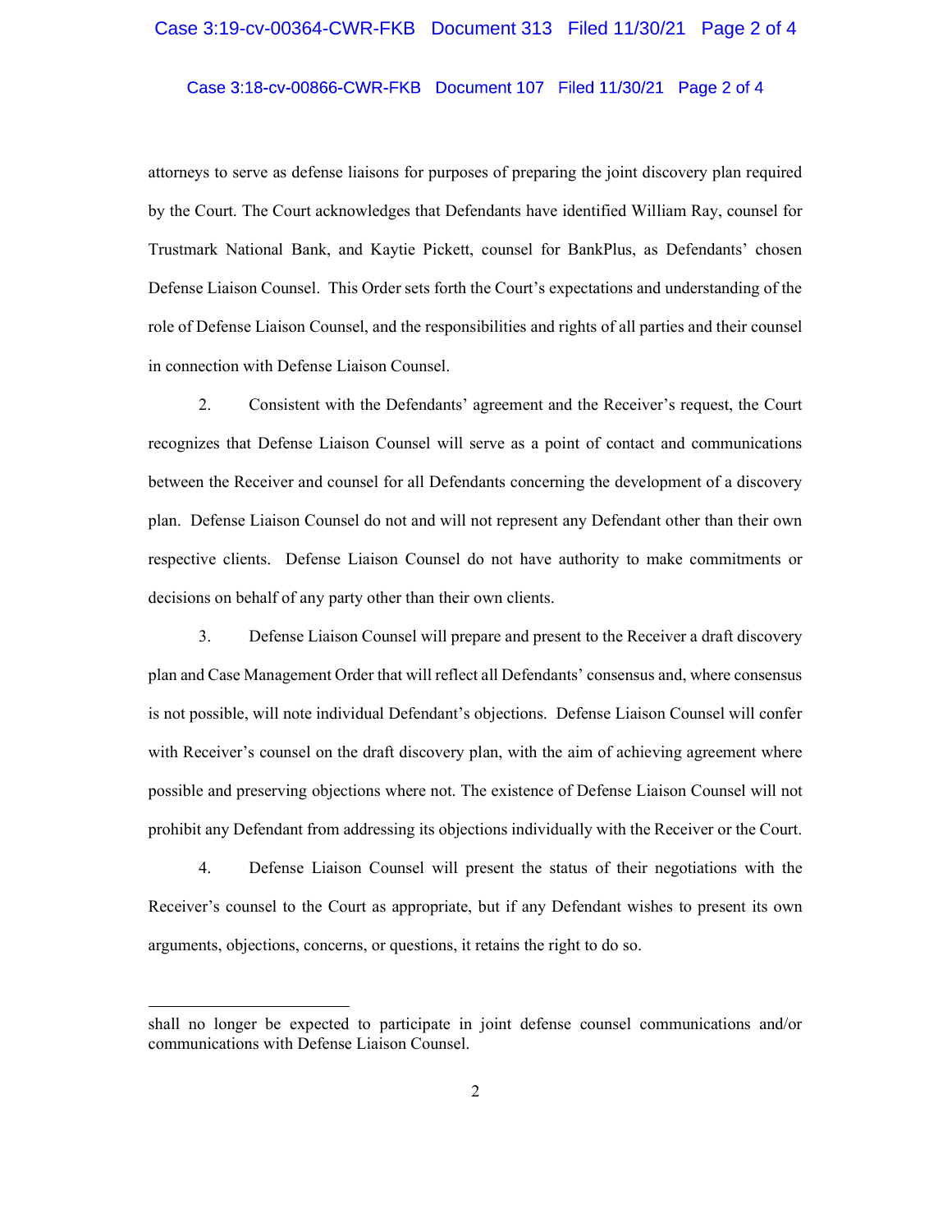attorneys to serve as defense liaisons for purposes of preparing the joint discovery plan required by the Court. The Court acknowledges that Defendants have identified William Ray, counsel for Trustmark National Bank, and Kaytie Pickett, counsel for BankPlus, as Defendants' chosen Defense Liaison Counsel. This Order sets forth the Court's expectations and understanding of the role of Defense Liaison Counsel, and the responsibilities and rights of all parties and their counsel in connection with Defense Liaison Counsel.

2. Consistent with the Defendants' agreement and the Receiver's request, the Court recognizes that Defense Liaison Counsel will serve as a point of contact and communications between the Receiver and counsel for all Defendants concerning the development of a discovery plan. Defense Liaison Counsel do not and will not represent any Defendant other than their own respective clients. Defense Liaison Counsel do not have authority to make commitments or decisions on behalf of any party other than their own clients.

3. Defense Liaison Counsel will prepare and present to the Receiver a draft discovery plan and Case Management Order that will reflect all Defendants' consensus and, where consensus is not possible, will note individual Defendant's objections. Defense Liaison Counsel will confer with Receiver's counsel on the draft discovery plan, with the aim of achieving agreement where possible and preserving objections where not. The existence of Defense Liaison Counsel will not prohibit any Defendant from addressing its objections individually with the Receiver or the Court.

4. Defense Liaison Counsel will present the status of their negotiations with the Receiver's counsel to the Court as appropriate, but if any Defendant wishes to present its own arguments, objections, concerns, or questions, it retains the right to do so.

---

shall no longer be expected to participate in joint defense counsel communications and/or communications with Defense Liaison Counsel.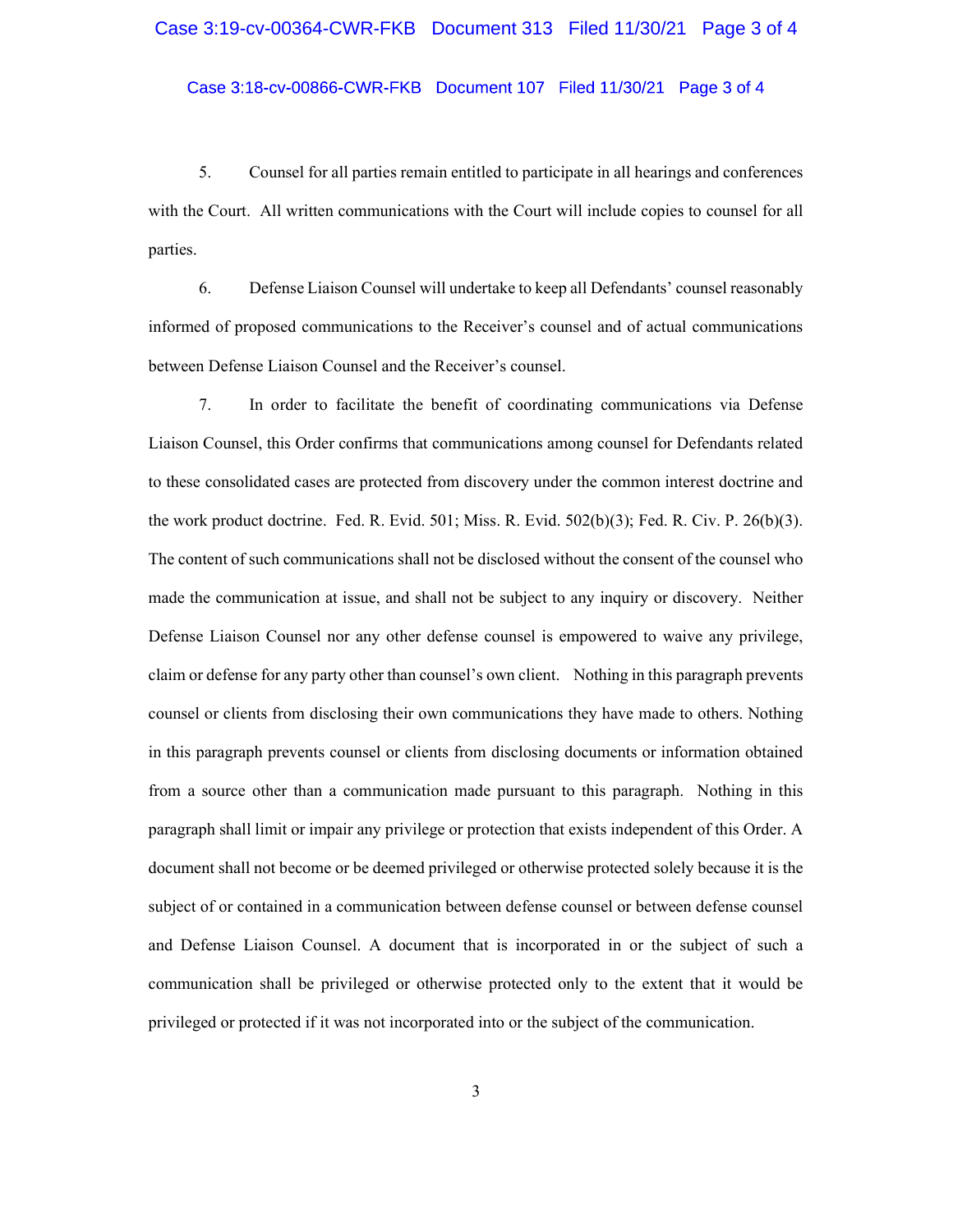5. Counsel for all parties remain entitled to participate in all hearings and conferences with the Court. All written communications with the Court will include copies to counsel for all parties.

6. Defense Liaison Counsel will undertake to keep all Defendants' counsel reasonably informed of proposed communications to the Receiver's counsel and of actual communications between Defense Liaison Counsel and the Receiver's counsel.

7. In order to facilitate the benefit of coordinating communications via Defense Liaison Counsel, this Order confirms that communications among counsel for Defendants related to these consolidated cases are protected from discovery under the common interest doctrine and the work product doctrine. Fed. R. Evid. 501; Miss. R. Evid. 502(b)(3); Fed. R. Civ. P. 26(b)(3). The content of such communications shall not be disclosed without the consent of the counsel who made the communication at issue, and shall not be subject to any inquiry or discovery. Neither Defense Liaison Counsel nor any other defense counsel is empowered to waive any privilege, claim or defense for any party other than counsel's own client. Nothing in this paragraph prevents counsel or clients from disclosing their own communications they have made to others. Nothing in this paragraph prevents counsel or clients from disclosing documents or information obtained from a source other than a communication made pursuant to this paragraph. Nothing in this paragraph shall limit or impair any privilege or protection that exists independent of this Order. A document shall not become or be deemed privileged or otherwise protected solely because it is the subject of or contained in a communication between defense counsel or between defense counsel and Defense Liaison Counsel. A document that is incorporated in or the subject of such a communication shall be privileged or otherwise protected only to the extent that it would be privileged or protected if it was not incorporated into or the subject of the communication.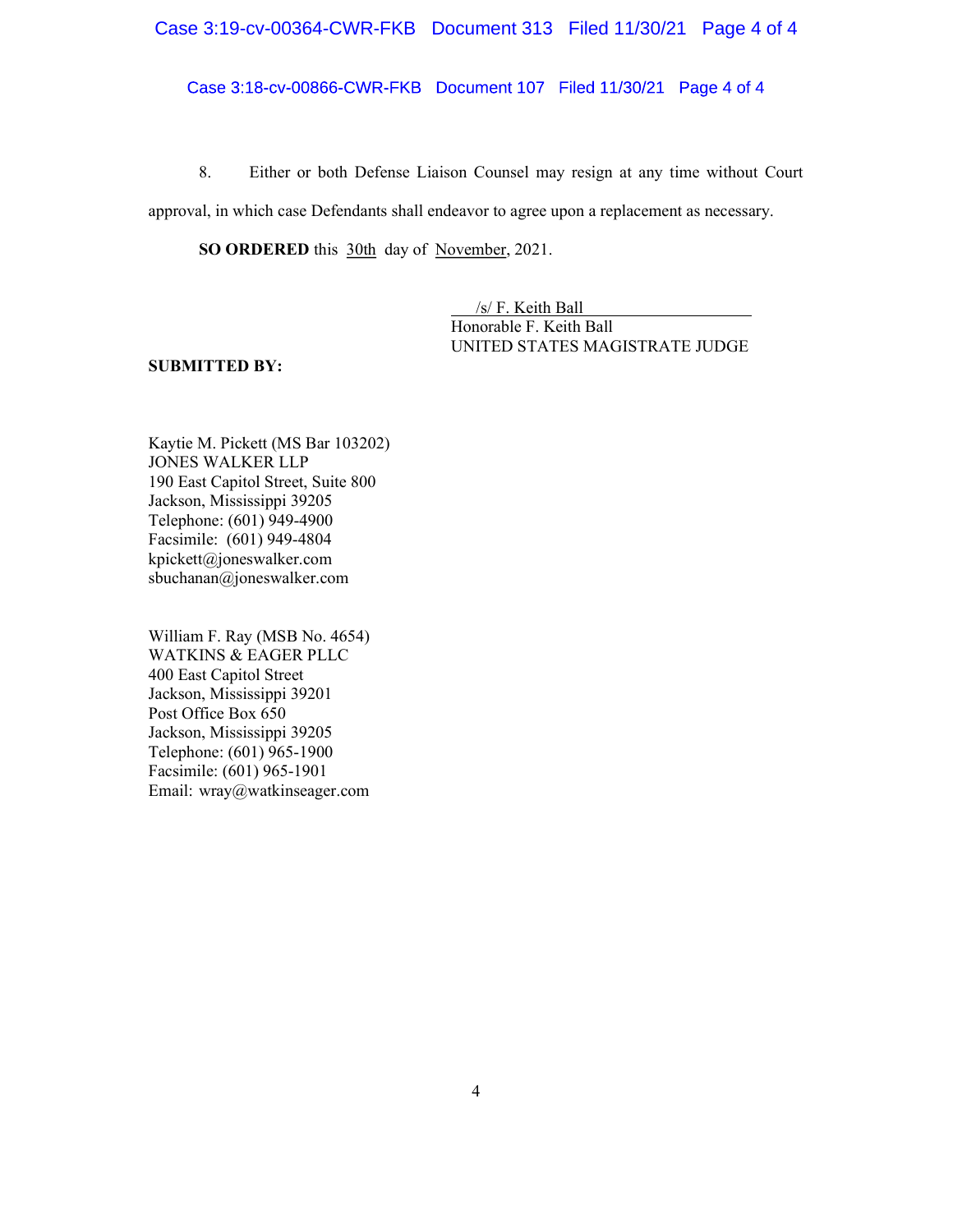8. Either or both Defense Liaison Counsel may resign at any time without Court approval, in which case Defendants shall endeavor to agree upon a replacement as necessary.

**SO ORDERED** this 30th day of November, 2021.

/s/ F. Keith Ball
Honorable F. Keith Ball
UNITED STATES MAGISTRATE JUDGE

**SUBMITTED BY:**

Kaytie M. Pickett (MS Bar 103202)
JONES WALKER LLP
190 East Capitol Street, Suite 800
Jackson, Mississippi 39205
Telephone: (601) 949-4900
Facsimile: (601) 949-4804
kpickett@joneswalker.com
sbuchanan@joneswalker.com

William F. Ray (MSB No. 4654)
WATKINS & EAGER PLLC
400 East Capitol Street
Jackson, Mississippi 39201
Post Office Box 650
Jackson, Mississippi 39205
Telephone: (601) 965-1900
Facsimile: (601) 965-1901
Email: wray@watkinseager.com